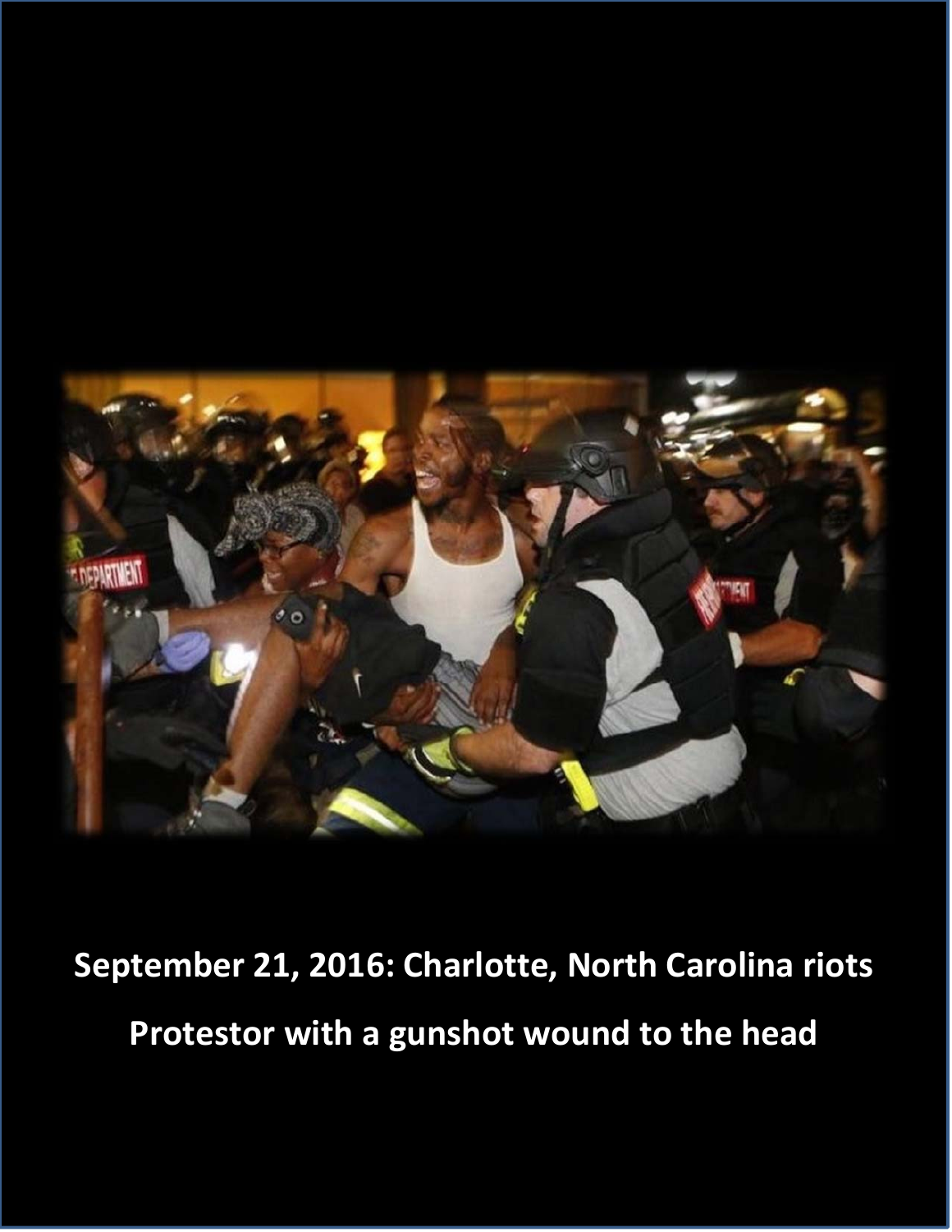**September 21, 2016: Charlotte, North Carolina riots**

**Protestor with a gunshot wound to the head**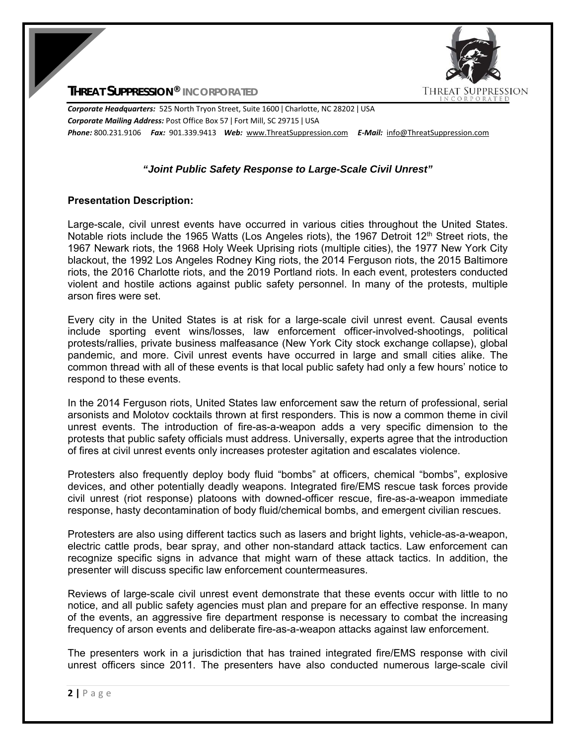**THREAT SUPPRESSION® INCORPORATED**

***Corporate Headquarters:*** 525 North Tryon Street, Suite 1600 | Charlotte, NC 28202 | USA
***Corporate Mailing Address:*** Post Office Box 57 | Fort Mill, SC 29715 | USA
***Phone:*** 800.231.9106 ***Fax:*** 901.339.9413 ***Web:*** www.ThreatSuppression.com ***E-Mail:*** info@ThreatSuppression.com

### *"Joint Public Safety Response to Large-Scale Civil Unrest"*

**Presentation Description:**

Large-scale, civil unrest events have occurred in various cities throughout the United States. Notable riots include the 1965 Watts (Los Angeles riots), the 1967 Detroit 12th Street riots, the 1967 Newark riots, the 1968 Holy Week Uprising riots (multiple cities), the 1977 New York City blackout, the 1992 Los Angeles Rodney King riots, the 2014 Ferguson riots, the 2015 Baltimore riots, the 2016 Charlotte riots, and the 2019 Portland riots. In each event, protesters conducted violent and hostile actions against public safety personnel. In many of the protests, multiple arson fires were set.

Every city in the United States is at risk for a large-scale civil unrest event. Causal events include sporting event wins/losses, law enforcement officer-involved-shootings, political protests/rallies, private business malfeasance (New York City stock exchange collapse), global pandemic, and more. Civil unrest events have occurred in large and small cities alike. The common thread with all of these events is that local public safety had only a few hours' notice to respond to these events.

In the 2014 Ferguson riots, United States law enforcement saw the return of professional, serial arsonists and Molotov cocktails thrown at first responders. This is now a common theme in civil unrest events. The introduction of fire-as-a-weapon adds a very specific dimension to the protests that public safety officials must address. Universally, experts agree that the introduction of fires at civil unrest events only increases protester agitation and escalates violence.

Protesters also frequently deploy body fluid "bombs" at officers, chemical "bombs", explosive devices, and other potentially deadly weapons. Integrated fire/EMS rescue task forces provide civil unrest (riot response) platoons with downed-officer rescue, fire-as-a-weapon immediate response, hasty decontamination of body fluid/chemical bombs, and emergent civilian rescues.

Protesters are also using different tactics such as lasers and bright lights, vehicle-as-a-weapon, electric cattle prods, bear spray, and other non-standard attack tactics. Law enforcement can recognize specific signs in advance that might warn of these attack tactics. In addition, the presenter will discuss specific law enforcement countermeasures.

Reviews of large-scale civil unrest event demonstrate that these events occur with little to no notice, and all public safety agencies must plan and prepare for an effective response. In many of the events, an aggressive fire department response is necessary to combat the increasing frequency of arson events and deliberate fire-as-a-weapon attacks against law enforcement.

The presenters work in a jurisdiction that has trained integrated fire/EMS response with civil unrest officers since 2011. The presenters have also conducted numerous large-scale civil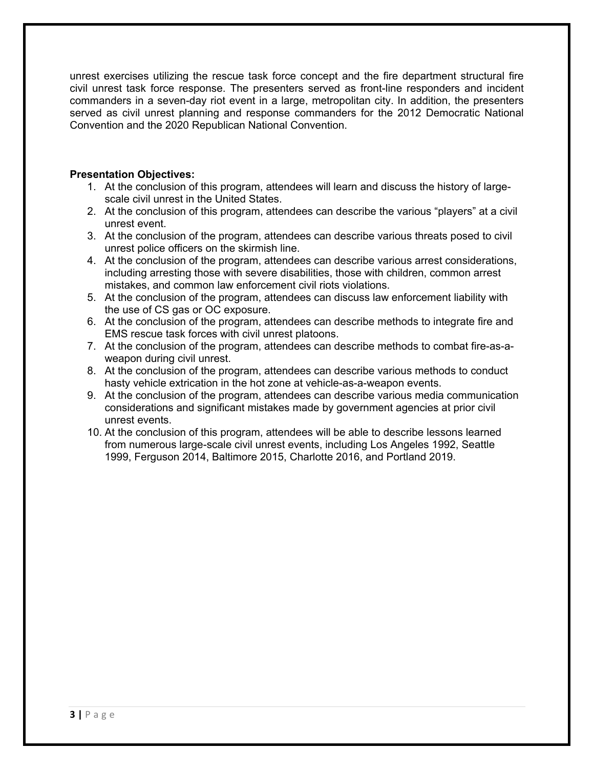unrest exercises utilizing the rescue task force concept and the fire department structural fire civil unrest task force response. The presenters served as front-line responders and incident commanders in a seven-day riot event in a large, metropolitan city. In addition, the presenters served as civil unrest planning and response commanders for the 2012 Democratic National Convention and the 2020 Republican National Convention.

**Presentation Objectives:**

1. At the conclusion of this program, attendees will learn and discuss the history of large-scale civil unrest in the United States.
2. At the conclusion of this program, attendees can describe the various "players" at a civil unrest event.
3. At the conclusion of the program, attendees can describe various threats posed to civil unrest police officers on the skirmish line.
4. At the conclusion of the program, attendees can describe various arrest considerations, including arresting those with severe disabilities, those with children, common arrest mistakes, and common law enforcement civil riots violations.
5. At the conclusion of the program, attendees can discuss law enforcement liability with the use of CS gas or OC exposure.
6. At the conclusion of the program, attendees can describe methods to integrate fire and EMS rescue task forces with civil unrest platoons.
7. At the conclusion of the program, attendees can describe methods to combat fire-as-a-weapon during civil unrest.
8. At the conclusion of the program, attendees can describe various methods to conduct hasty vehicle extrication in the hot zone at vehicle-as-a-weapon events.
9. At the conclusion of the program, attendees can describe various media communication considerations and significant mistakes made by government agencies at prior civil unrest events.
10. At the conclusion of this program, attendees will be able to describe lessons learned from numerous large-scale civil unrest events, including Los Angeles 1992, Seattle 1999, Ferguson 2014, Baltimore 2015, Charlotte 2016, and Portland 2019.